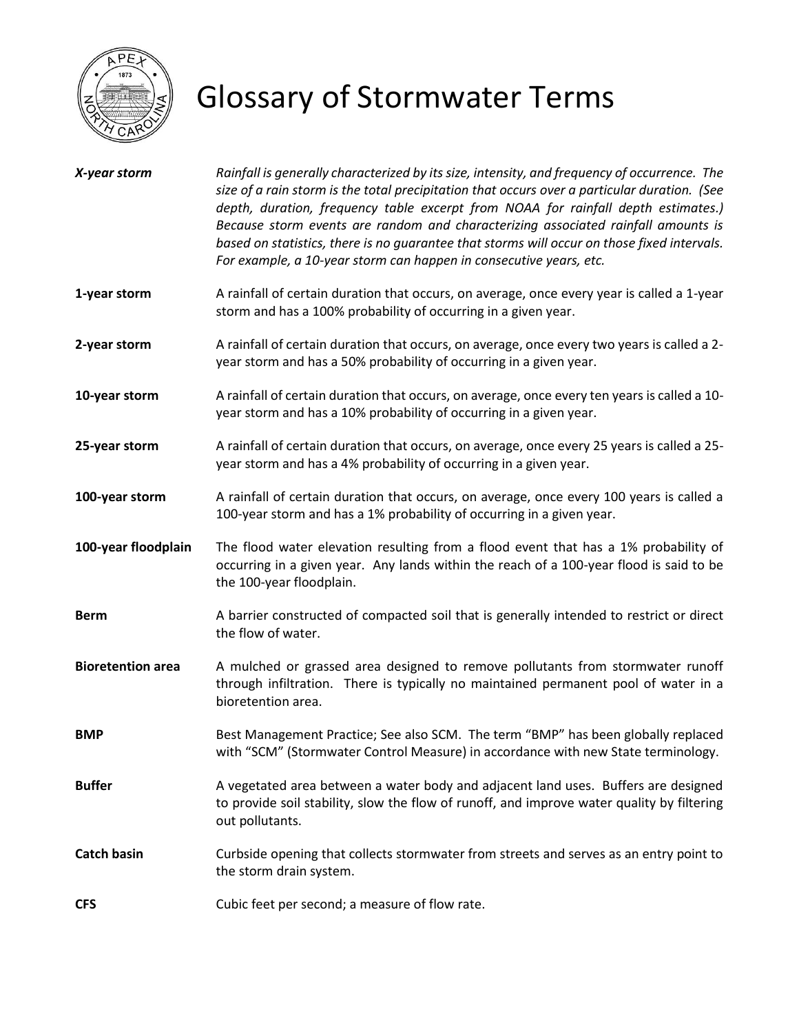# Glossary of Stormwater Terms

***X-year storm*** *Rainfall is generally characterized by its size, intensity, and frequency of occurrence. The size of a rain storm is the total precipitation that occurs over a particular duration. (See depth, duration, frequency table excerpt from NOAA for rainfall depth estimates.) Because storm events are random and characterizing associated rainfall amounts is based on statistics, there is no guarantee that storms will occur on those fixed intervals. For example, a 10-year storm can happen in consecutive years, etc.*

**1-year storm** A rainfall of certain duration that occurs, on average, once every year is called a 1-year storm and has a 100% probability of occurring in a given year.

**2-year storm** A rainfall of certain duration that occurs, on average, once every two years is called a 2-year storm and has a 50% probability of occurring in a given year.

**10-year storm** A rainfall of certain duration that occurs, on average, once every ten years is called a 10-year storm and has a 10% probability of occurring in a given year.

**25-year storm** A rainfall of certain duration that occurs, on average, once every 25 years is called a 25-year storm and has a 4% probability of occurring in a given year.

**100-year storm** A rainfall of certain duration that occurs, on average, once every 100 years is called a 100-year storm and has a 1% probability of occurring in a given year.

**100-year floodplain** The flood water elevation resulting from a flood event that has a 1% probability of occurring in a given year. Any lands within the reach of a 100-year flood is said to be the 100-year floodplain.

**Berm** A barrier constructed of compacted soil that is generally intended to restrict or direct the flow of water.

**Bioretention area** A mulched or grassed area designed to remove pollutants from stormwater runoff through infiltration. There is typically no maintained permanent pool of water in a bioretention area.

**BMP** Best Management Practice; See also SCM. The term "BMP" has been globally replaced with "SCM" (Stormwater Control Measure) in accordance with new State terminology.

**Buffer** A vegetated area between a water body and adjacent land uses. Buffers are designed to provide soil stability, slow the flow of runoff, and improve water quality by filtering out pollutants.

**Catch basin** Curbside opening that collects stormwater from streets and serves as an entry point to the storm drain system.

**CFS** Cubic feet per second; a measure of flow rate.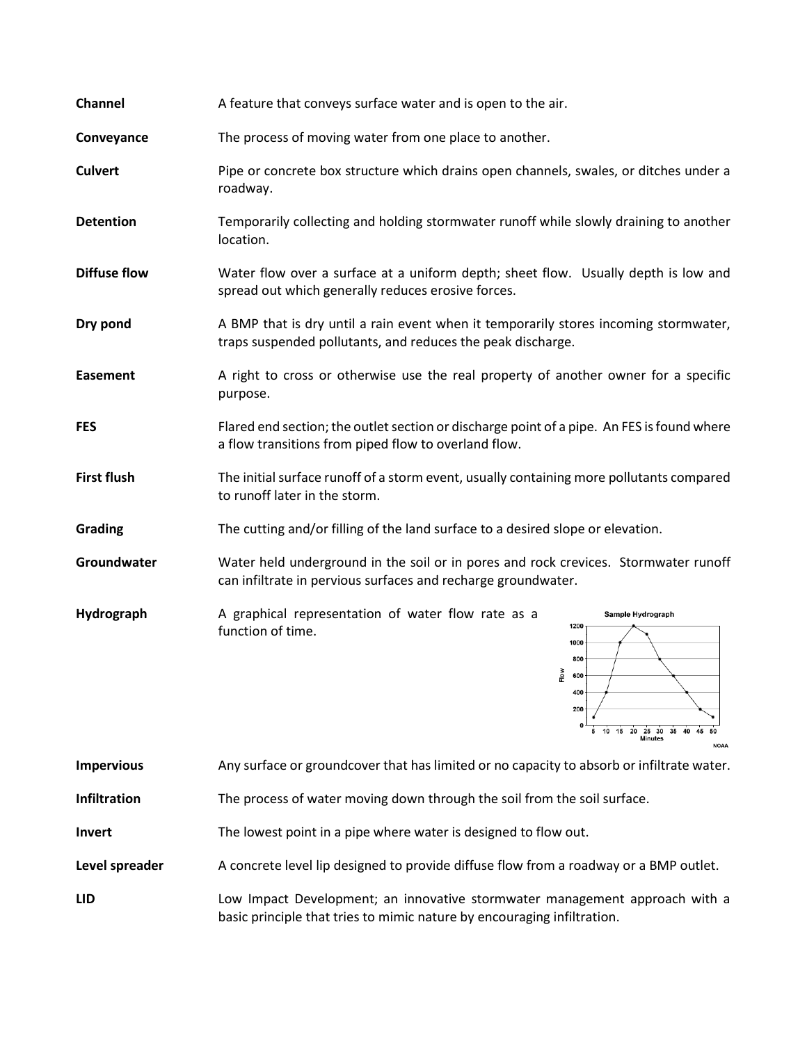**Channel** A feature that conveys surface water and is open to the air.

**Conveyance** The process of moving water from one place to another.

**Culvert** Pipe or concrete box structure which drains open channels, swales, or ditches under a roadway.

**Detention** Temporarily collecting and holding stormwater runoff while slowly draining to another location.

**Diffuse flow** Water flow over a surface at a uniform depth; sheet flow. Usually depth is low and spread out which generally reduces erosive forces.

**Dry pond** A BMP that is dry until a rain event when it temporarily stores incoming stormwater, traps suspended pollutants, and reduces the peak discharge.

**Easement** A right to cross or otherwise use the real property of another owner for a specific purpose.

**FES** Flared end section; the outlet section or discharge point of a pipe. An FES is found where a flow transitions from piped flow to overland flow.

**First flush** The initial surface runoff of a storm event, usually containing more pollutants compared to runoff later in the storm.

**Grading** The cutting and/or filling of the land surface to a desired slope or elevation.

**Groundwater** Water held underground in the soil or in pores and rock crevices. Stormwater runoff can infiltrate in pervious surfaces and recharge groundwater.

**Hydrograph** A graphical representation of water flow rate as a function of time.

Sample Hydrograph

NOAA

**Impervious** Any surface or groundcover that has limited or no capacity to absorb or infiltrate water.

**Infiltration** The process of water moving down through the soil from the soil surface.

**Invert** The lowest point in a pipe where water is designed to flow out.

**Level spreader** A concrete level lip designed to provide diffuse flow from a roadway or a BMP outlet.

**LID** Low Impact Development; an innovative stormwater management approach with a basic principle that tries to mimic nature by encouraging infiltration.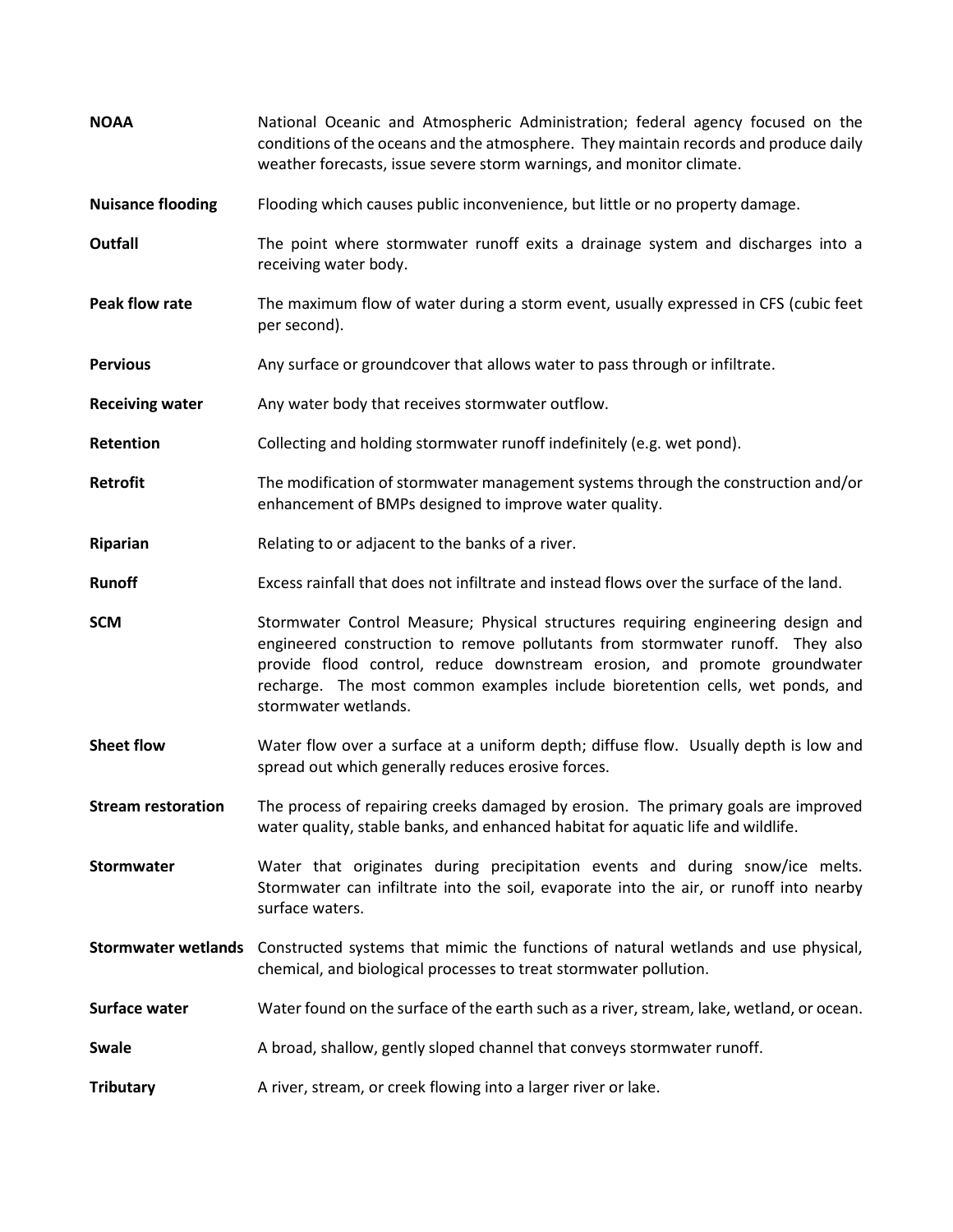**NOAA** National Oceanic and Atmospheric Administration; federal agency focused on the conditions of the oceans and the atmosphere. They maintain records and produce daily weather forecasts, issue severe storm warnings, and monitor climate.

**Nuisance flooding** Flooding which causes public inconvenience, but little or no property damage.

**Outfall** The point where stormwater runoff exits a drainage system and discharges into a receiving water body.

**Peak flow rate** The maximum flow of water during a storm event, usually expressed in CFS (cubic feet per second).

**Pervious** Any surface or groundcover that allows water to pass through or infiltrate.

**Receiving water** Any water body that receives stormwater outflow.

**Retention** Collecting and holding stormwater runoff indefinitely (e.g. wet pond).

**Retrofit** The modification of stormwater management systems through the construction and/or enhancement of BMPs designed to improve water quality.

**Riparian** Relating to or adjacent to the banks of a river.

**Runoff** Excess rainfall that does not infiltrate and instead flows over the surface of the land.

**SCM** Stormwater Control Measure; Physical structures requiring engineering design and engineered construction to remove pollutants from stormwater runoff. They also provide flood control, reduce downstream erosion, and promote groundwater recharge. The most common examples include bioretention cells, wet ponds, and stormwater wetlands.

**Sheet flow** Water flow over a surface at a uniform depth; diffuse flow. Usually depth is low and spread out which generally reduces erosive forces.

**Stream restoration** The process of repairing creeks damaged by erosion. The primary goals are improved water quality, stable banks, and enhanced habitat for aquatic life and wildlife.

**Stormwater** Water that originates during precipitation events and during snow/ice melts. Stormwater can infiltrate into the soil, evaporate into the air, or runoff into nearby surface waters.

**Stormwater wetlands** Constructed systems that mimic the functions of natural wetlands and use physical, chemical, and biological processes to treat stormwater pollution.

**Surface water** Water found on the surface of the earth such as a river, stream, lake, wetland, or ocean.

**Swale** A broad, shallow, gently sloped channel that conveys stormwater runoff.

**Tributary** A river, stream, or creek flowing into a larger river or lake.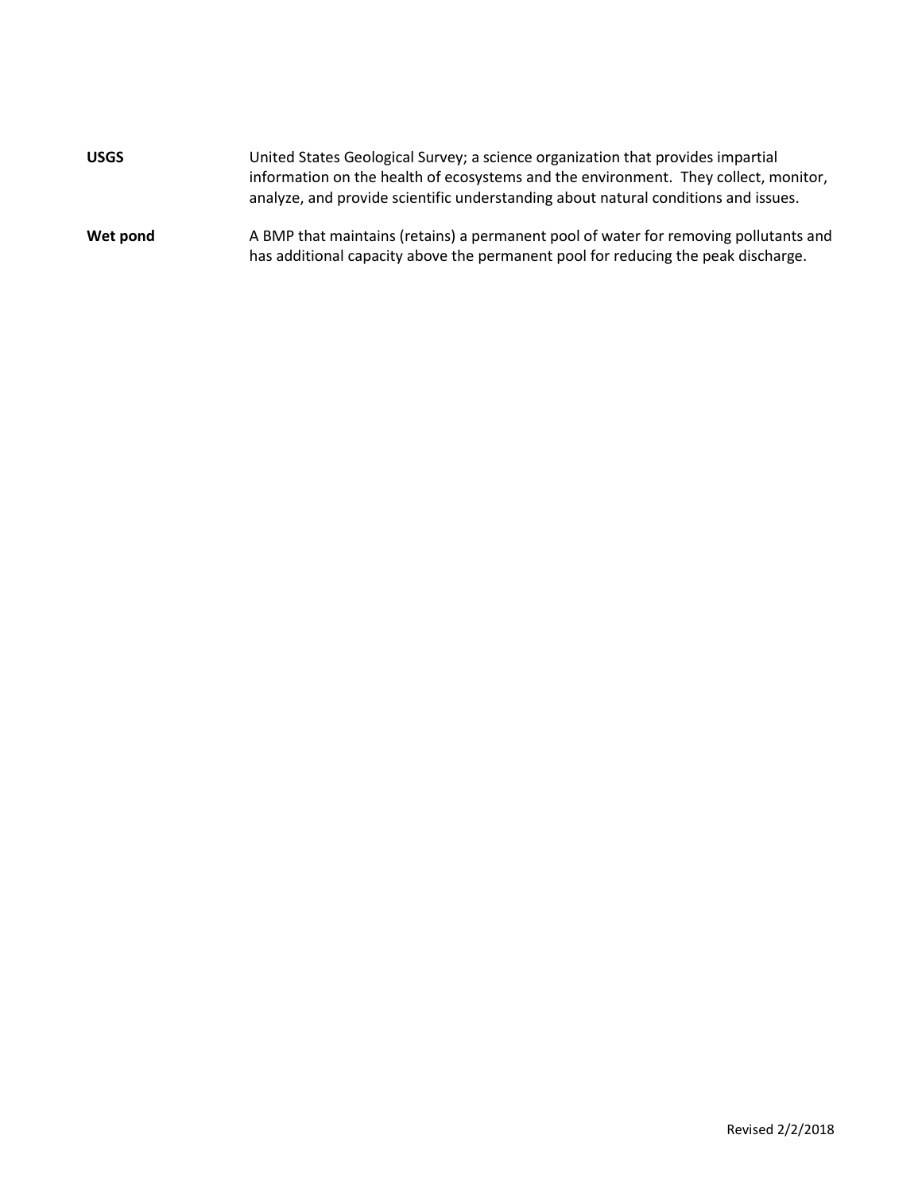**USGS** United States Geological Survey; a science organization that provides impartial information on the health of ecosystems and the environment. They collect, monitor, analyze, and provide scientific understanding about natural conditions and issues.

**Wet pond** A BMP that maintains (retains) a permanent pool of water for removing pollutants and has additional capacity above the permanent pool for reducing the peak discharge.

Revised 2/2/2018